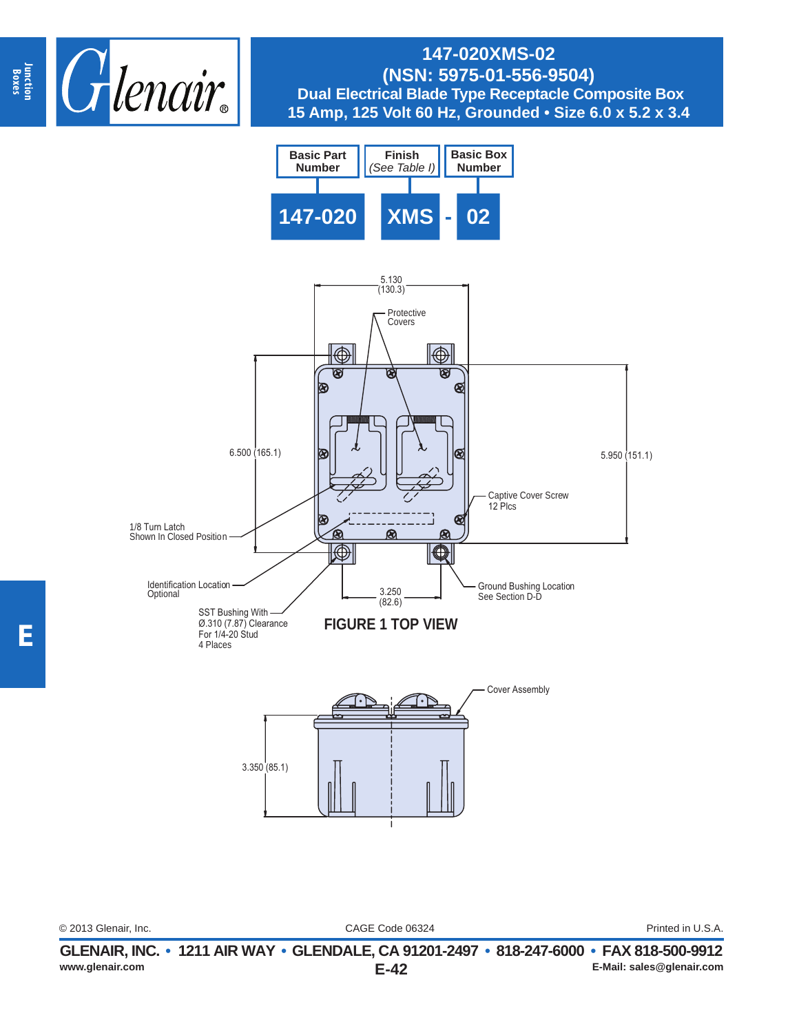# 147-020XMS-02

## (NSN: 5975-01-556-9504)

## Dual Electrical Blade Type Receptacle Composite Box

## 15 Amp, 125 Volt 60 Hz, Grounded • Size 6.0 x 5.2 x 3.4

| Basic Part Number | Finish *(See Table I)* | | Basic Box Number |
|---|---|---|---|
| **147-020** | **XMS** | **-** | **02** |

5.130 (130.3)

Protective Covers

6.500 (165.1)

5.950 (151.1)

Captive Cover Screw 12 Plcs

1/8 Turn Latch Shown In Closed Position

Identification Location Optional

3.250 (82.6)

Ground Bushing Location See Section D-D

SST Bushing With Ø.310 (7.87) Clearance For 1/4-20 Stud 4 Places

**FIGURE 1 TOP VIEW**

Cover Assembly

3.350 (85.1)

© 2013 Glenair, Inc. CAGE Code 06324 Printed in U.S.A.

**GLENAIR, INC. • 1211 AIR WAY • GLENDALE, CA 91201-2497 • 818-247-6000 • FAX 818-500-9912**

**www.glenair.com** **E-Mail: sales@glenair.com**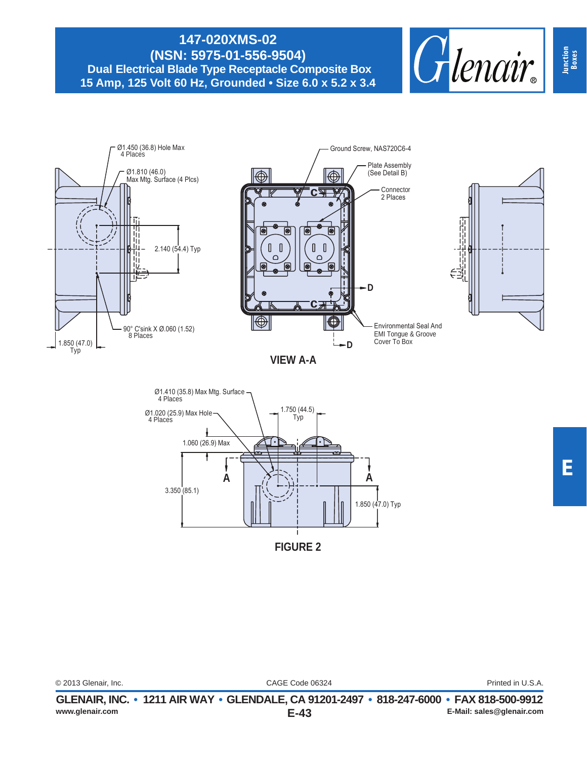# 147-020XMS-02
## (NSN: 5975-01-556-9504)
### Dual Electrical Blade Type Receptacle Composite Box
### 15 Amp, 125 Volt 60 Hz, Grounded • Size 6.0 x 5.2 x 3.4

Ø1.450 (36.8) Hole Max
4 Places

Ø1.810 (46.0)
Max Mtg. Surface (4 Plcs)

2.140 (54.4) Typ

90° C'sink X Ø.060 (1.52)
8 Places

1.850 (47.0)
Typ

Ground Screw, NAS720C6-4

Plate Assembly
(See Detail B)

Connector
2 Places

Environmental Seal And
EMI Tongue & Groove
Cover To Box

**VIEW A-A**

Ø1.410 (35.8) Max Mtg. Surface
4 Places

Ø1.020 (25.9) Max Hole
4 Places

1.750 (44.5)
Typ

1.060 (26.9) Max

3.350 (85.1)

1.850 (47.0) Typ

**FIGURE 2**

© 2013 Glenair, Inc. CAGE Code 06324 Printed in U.S.A.

**GLENAIR, INC. • 1211 AIR WAY • GLENDALE, CA 91201-2497 • 818-247-6000 • FAX 818-500-9912**

www.glenair.com E-Mail: sales@glenair.com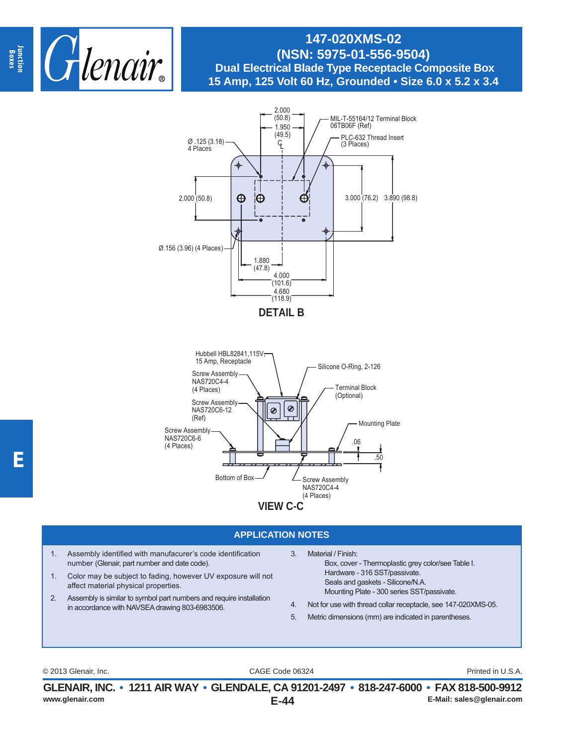# 147-020XMS-02
## (NSN: 5975-01-556-9504)
## Dual Electrical Blade Type Receptacle Composite Box
## 15 Amp, 125 Volt 60 Hz, Grounded • Size 6.0 x 5.2 x 3.4

2.000 (50.8)
1.950 (49.5)
℄
MIL-T-55164/12 Terminal Block 06TB06F (Ref)
PLC-632 Thread Insert (3 Places)
Ø .125 (3.18) 4 Places
2.000 (50.8)
3.000 (76.2)
3.890 (98.8)
Ø.156 (3.96) (4 Places)
1.880 (47.8)
4.000 (101.6)
4.680 (118.9)

**DETAIL B**

Hubbell HBL82841,115V, 15 Amp, Receptacle
Silicone O-Ring, 2-126
Screw Assembly NAS720C4-4 (4 Places)
Terminal Block (Optional)
Screw Assembly NAS720C6-12 (Ref)
Mounting Plate
Screw Assembly NAS720C6-6 (4 Places)
.06
.50
Bottom of Box
Screw Assembly NAS720C4-4 (4 Places)

**VIEW C-C**

## APPLICATION NOTES

1. Assembly identified with manufacurer's code identification number (Glenair, part number and date code).
1. Color may be subject to fading, however UV exposure will not affect material physical properties.
2. Assembly is similar to symbol part numbers and require installation in accordance with NAVSEA drawing 803-6983506.
3. Material / Finish:
   - Box, cover - Thermoplastic grey color/see Table I.
   - Hardware - 316 SST/passivate.
   - Seals and gaskets - Silicone/N.A.
   - Mounting Plate - 300 series SST/passivate.
4. Not for use with thread collar receptacle, see 147-020XMS-05.
5. Metric dimensions (mm) are indicated in parentheses.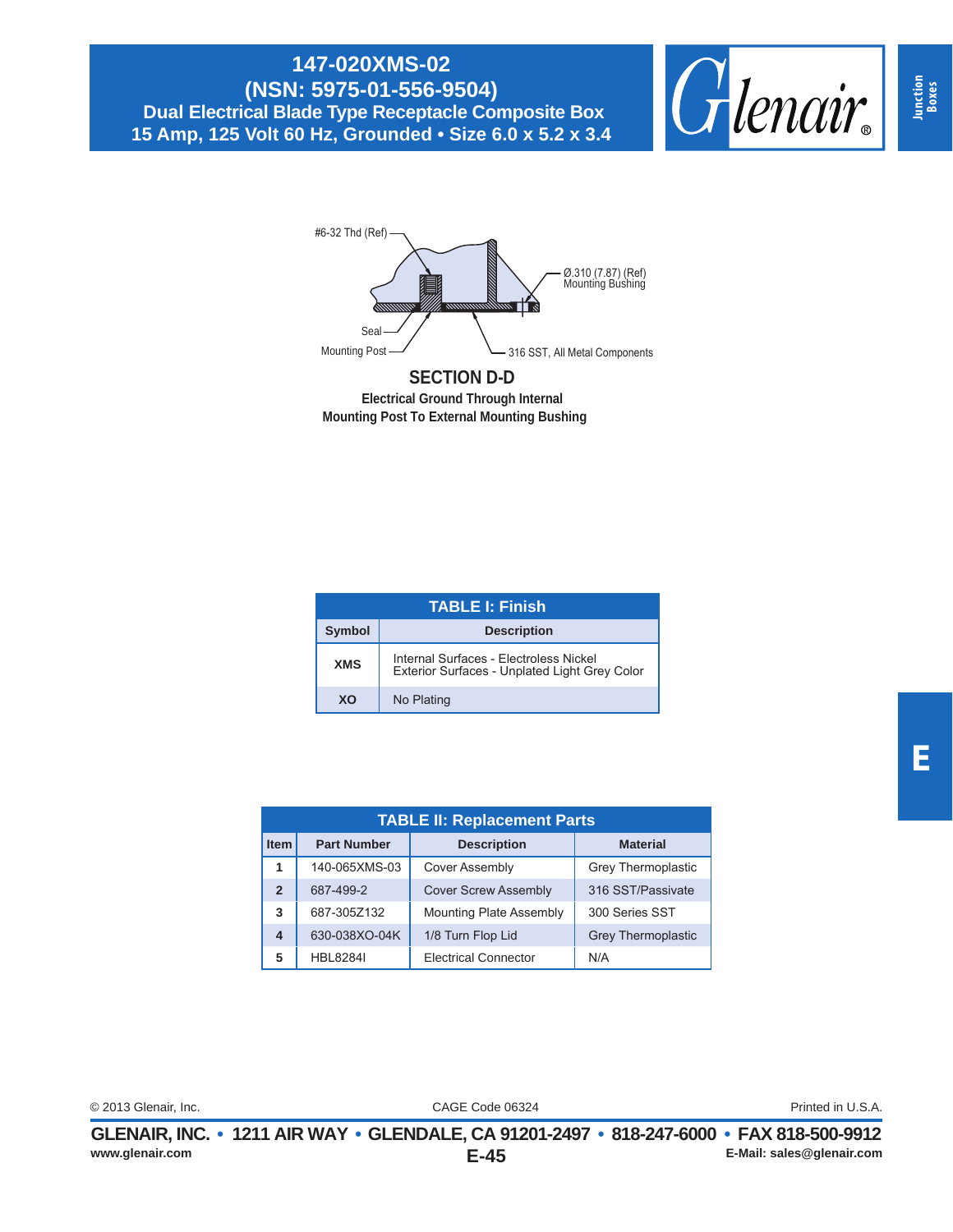# 147-020XMS-02
## (NSN: 5975-01-556-9504)
### Dual Electrical Blade Type Receptacle Composite Box
### 15 Amp, 125 Volt 60 Hz, Grounded • Size 6.0 x 5.2 x 3.4

#6-32 Thd (Ref)

Ø.310 (7.87) (Ref) Mounting Bushing

Seal

Mounting Post

316 SST, All Metal Components

**SECTION D-D**

**Electrical Ground Through Internal Mounting Post To External Mounting Bushing**

**TABLE I: Finish**

| Symbol | Description |
|---|---|
| XMS | Internal Surfaces - Electroless Nickel<br>Exterior Surfaces - Unplated Light Grey Color |
| XO | No Plating |

**TABLE II: Replacement Parts**

| Item | Part Number | Description | Material |
|---|---|---|---|
| 1 | 140-065XMS-03 | Cover Assembly | Grey Thermoplastic |
| 2 | 687-499-2 | Cover Screw Assembly | 316 SST/Passivate |
| 3 | 687-305Z132 | Mounting Plate Assembly | 300 Series SST |
| 4 | 630-038XO-04K | 1/8 Turn Flop Lid | Grey Thermoplastic |
| 5 | HBL8284I | Electrical Connector | N/A |